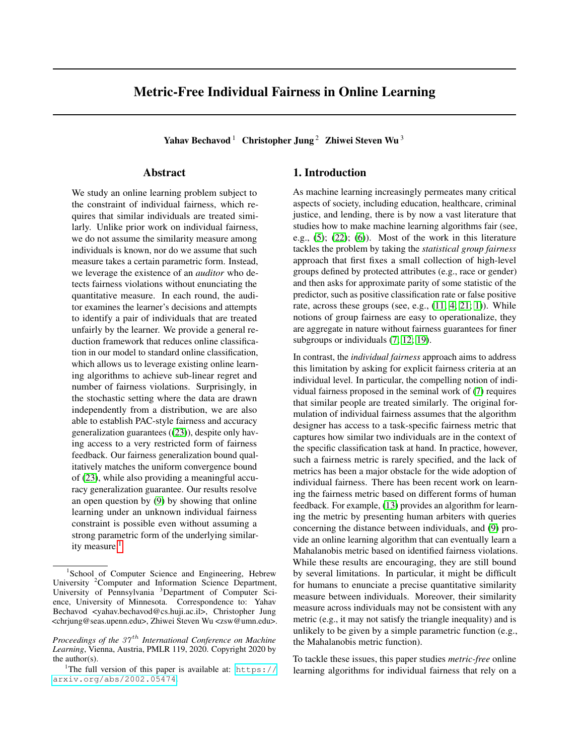# Metric-Free Individual Fairness in Online Learning

**Yahav Bechavod** [1] **Christopher Jung** [2] **Zhiwei Steven Wu** [3]

## Abstract

We study an online learning problem subject to the constraint of individual fairness, which requires that similar individuals are treated similarly. Unlike prior work on individual fairness, we do not assume the similarity measure among individuals is known, nor do we assume that such measure takes a certain parametric form. Instead, we leverage the existence of an *auditor* who detects fairness violations without enunciating the quantitative measure. In each round, the auditor examines the learner's decisions and attempts to identify a pair of individuals that are treated unfairly by the learner. We provide a general reduction framework that reduces online classification in our model to standard online classification, which allows us to leverage existing online learning algorithms to achieve sub-linear regret and number of fairness violations. Surprisingly, in the stochastic setting where the data are drawn independently from a distribution, we are also able to establish PAC-style fairness and accuracy generalization guarantees ((23)), despite only having access to a very restricted form of fairness feedback. Our fairness generalization bound qualitatively matches the uniform convergence bound of (23), while also providing a meaningful accuracy generalization guarantee. Our results resolve an open question by (9) by showing that online learning under an unknown individual fairness constraint is possible even without assuming a strong parametric form of the underlying similarity measure.[1]

## 1. Introduction

As machine learning increasingly permeates many critical aspects of society, including education, healthcare, criminal justice, and lending, there is by now a vast literature that studies how to make machine learning algorithms fair (see, e.g., (5); (22); (6)). Most of the work in this literature tackles the problem by taking the *statistical group fairness* approach that first fixes a small collection of high-level groups defined by protected attributes (e.g., race or gender) and then asks for approximate parity of some statistic of the predictor, such as positive classification rate or false positive rate, across these groups (see, e.g., (11; 4; 21; 1)). While notions of group fairness are easy to operationalize, they are aggregate in nature without fairness guarantees for finer subgroups or individuals (7; 12; 19).

In contrast, the *individual fairness* approach aims to address this limitation by asking for explicit fairness criteria at an individual level. In particular, the compelling notion of individual fairness proposed in the seminal work of (7) requires that similar people are treated similarly. The original formulation of individual fairness assumes that the algorithm designer has access to a task-specific fairness metric that captures how similar two individuals are in the context of the specific classification task at hand. In practice, however, such a fairness metric is rarely specified, and the lack of metrics has been a major obstacle for the wide adoption of individual fairness. There has been recent work on learning the fairness metric based on different forms of human feedback. For example, (13) provides an algorithm for learning the metric by presenting human arbiters with queries concerning the distance between individuals, and (9) provide an online learning algorithm that can eventually learn a Mahalanobis metric based on identified fairness violations. While these results are encouraging, they are still bound by several limitations. In particular, it might be difficult for humans to enunciate a precise quantitative similarity measure between individuals. Moreover, their similarity measure across individuals may not be consistent with any metric (e.g., it may not satisfy the triangle inequality) and is unlikely to be given by a simple parametric function (e.g., the Mahalanobis metric function).

To tackle these issues, this paper studies *metric-free* online learning algorithms for individual fairness that rely on a

[1] School of Computer Science and Engineering, Hebrew University [2] Computer and Information Science Department, University of Pennsylvania [3] Department of Computer Science, University of Minnesota. Correspondence to: Yahav Bechavod <yahav.bechavod@cs.huji.ac.il>, Christopher Jung <chrjung@seas.upenn.edu>, Zhiwei Steven Wu <zsw@umn.edu>.

*Proceedings of the $37^{th}$ International Conference on Machine Learning*, Vienna, Austria, PMLR 119, 2020. Copyright 2020 by the author(s).

[1] The full version of this paper is available at: https://arxiv.org/abs/2002.05474.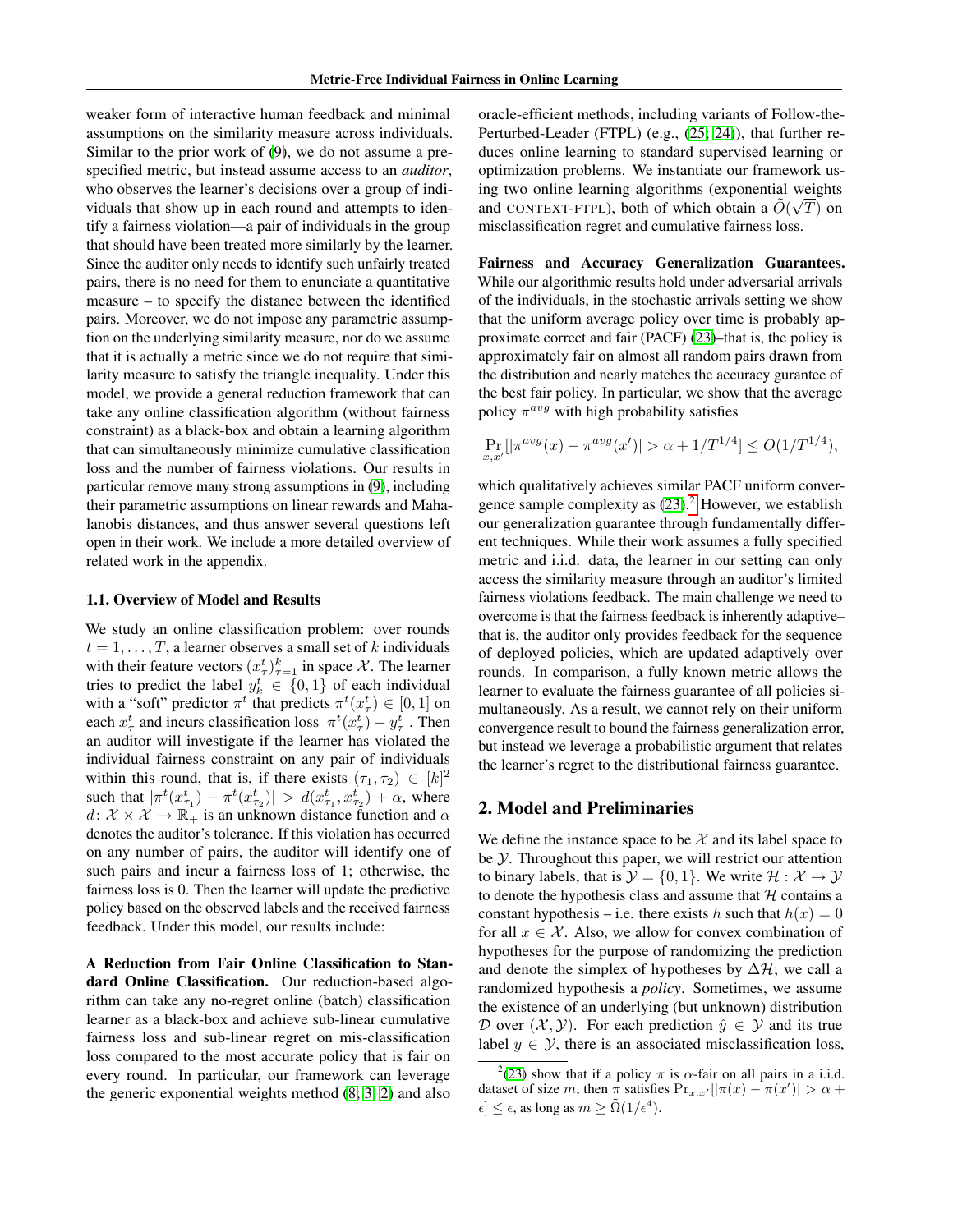weaker form of interactive human feedback and minimal assumptions on the similarity measure across individuals. Similar to the prior work of (9), we do not assume a prespecified metric, but instead assume access to an *auditor*, who observes the learner's decisions over a group of individuals that show up in each round and attempts to identify a fairness violation—a pair of individuals in the group that should have been treated more similarly by the learner. Since the auditor only needs to identify such unfairly treated pairs, there is no need for them to enunciate a quantitative measure – to specify the distance between the identified pairs. Moreover, we do not impose any parametric assumption on the underlying similarity measure, nor do we assume that it is actually a metric since we do not require that similarity measure to satisfy the triangle inequality. Under this model, we provide a general reduction framework that can take any online classification algorithm (without fairness constraint) as a black-box and obtain a learning algorithm that can simultaneously minimize cumulative classification loss and the number of fairness violations. Our results in particular remove many strong assumptions in (9), including their parametric assumptions on linear rewards and Mahalanobis distances, and thus answer several questions left open in their work. We include a more detailed overview of related work in the appendix.

### 1.1. Overview of Model and Results

We study an online classification problem: over rounds $t = 1, \ldots, T$, a learner observes a small set of $k$ individuals with their feature vectors $(x_\tau^t)_{\tau=1}^k$ in space $\mathcal{X}$. The learner tries to predict the label $y_k^t \in \{0, 1\}$ of each individual with a "soft" predictor $\pi^t$ that predicts $\pi^t(x_\tau^t) \in [0, 1]$ on each $x_\tau^t$ and incurs classification loss $|\pi^t(x_\tau^t) - y_\tau^t|$. Then an auditor will investigate if the learner has violated the individual fairness constraint on any pair of individuals within this round, that is, if there exists $(\tau_1, \tau_2) \in [k]^2$ such that $|\pi^t(x_{\tau_1}^t) - \pi^t(x_{\tau_2}^t)| > d(x_{\tau_1}^t, x_{\tau_2}^t) + \alpha$, where $d \colon \mathcal{X} \times \mathcal{X} \to \mathbb{R}_+$ is an unknown distance function and $\alpha$ denotes the auditor's tolerance. If this violation has occurred on any number of pairs, the auditor will identify one of such pairs and incur a fairness loss of 1; otherwise, the fairness loss is 0. Then the learner will update the predictive policy based on the observed labels and the received fairness feedback. Under this model, our results include:

**A Reduction from Fair Online Classification to Standard Online Classification.** Our reduction-based algorithm can take any no-regret online (batch) classification learner as a black-box and achieve sub-linear cumulative fairness loss and sub-linear regret on mis-classification loss compared to the most accurate policy that is fair on every round. In particular, our framework can leverage the generic exponential weights method (8; 3; 2) and also oracle-efficient methods, including variants of Follow-the-Perturbed-Leader (FTPL) (e.g., (25; 24)), that further reduces online learning to standard supervised learning or optimization problems. We instantiate our framework using two online learning algorithms (exponential weights and CONTEXT-FTPL), both of which obtain a $\tilde{O}(\sqrt{T})$ on misclassification regret and cumulative fairness loss.

**Fairness and Accuracy Generalization Guarantees.** While our algorithmic results hold under adversarial arrivals of the individuals, in the stochastic arrivals setting we show that the uniform average policy over time is probably approximate correct and fair (PACF) (23)–that is, the policy is approximately fair on almost all random pairs drawn from the distribution and nearly matches the accuracy gurantee of the best fair policy. In particular, we show that the average policy $\pi^{avg}$ with high probability satisfies

$$\Pr_{x,x'}[|\pi^{avg}(x) - \pi^{avg}(x')| > \alpha + 1/T^{1/4}] \leq O(1/T^{1/4}),$$

which qualitatively achieves similar PACF uniform convergence sample complexity as (23).[2] However, we establish our generalization guarantee through fundamentally different techniques. While their work assumes a fully specified metric and i.i.d. data, the learner in our setting can only access the similarity measure through an auditor's limited fairness violations feedback. The main challenge we need to overcome is that the fairness feedback is inherently adaptive–that is, the auditor only provides feedback for the sequence of deployed policies, which are updated adaptively over rounds. In comparison, a fully known metric allows the learner to evaluate the fairness guarantee of all policies simultaneously. As a result, we cannot rely on their uniform convergence result to bound the fairness generalization error, but instead we leverage a probabilistic argument that relates the learner's regret to the distributional fairness guarantee.

## 2. Model and Preliminaries

We define the instance space to be $\mathcal{X}$ and its label space to be $\mathcal{Y}$. Throughout this paper, we will restrict our attention to binary labels, that is $\mathcal{Y} = \{0, 1\}$. We write $\mathcal{H} : \mathcal{X} \to \mathcal{Y}$ to denote the hypothesis class and assume that $\mathcal{H}$ contains a constant hypothesis – i.e. there exists $h$ such that $h(x) = 0$ for all $x \in \mathcal{X}$. Also, we allow for convex combination of hypotheses for the purpose of randomizing the prediction and denote the simplex of hypotheses by $\Delta\mathcal{H}$; we call a randomized hypothesis a *policy*. Sometimes, we assume the existence of an underlying (but unknown) distribution $\mathcal{D}$ over $(\mathcal{X}, \mathcal{Y})$. For each prediction $\hat{y} \in \mathcal{Y}$ and its true label $y \in \mathcal{Y}$, there is an associated misclassification loss,

[2](23) show that if a policy $\pi$ is $\alpha$-fair on all pairs in a i.i.d. dataset of size $m$, then $\pi$ satisfies $\Pr_{x,x'}[|\pi(x) - \pi(x')| > \alpha + \epsilon] \leq \epsilon$, as long as $m \geq \tilde{\Omega}(1/\epsilon^4)$.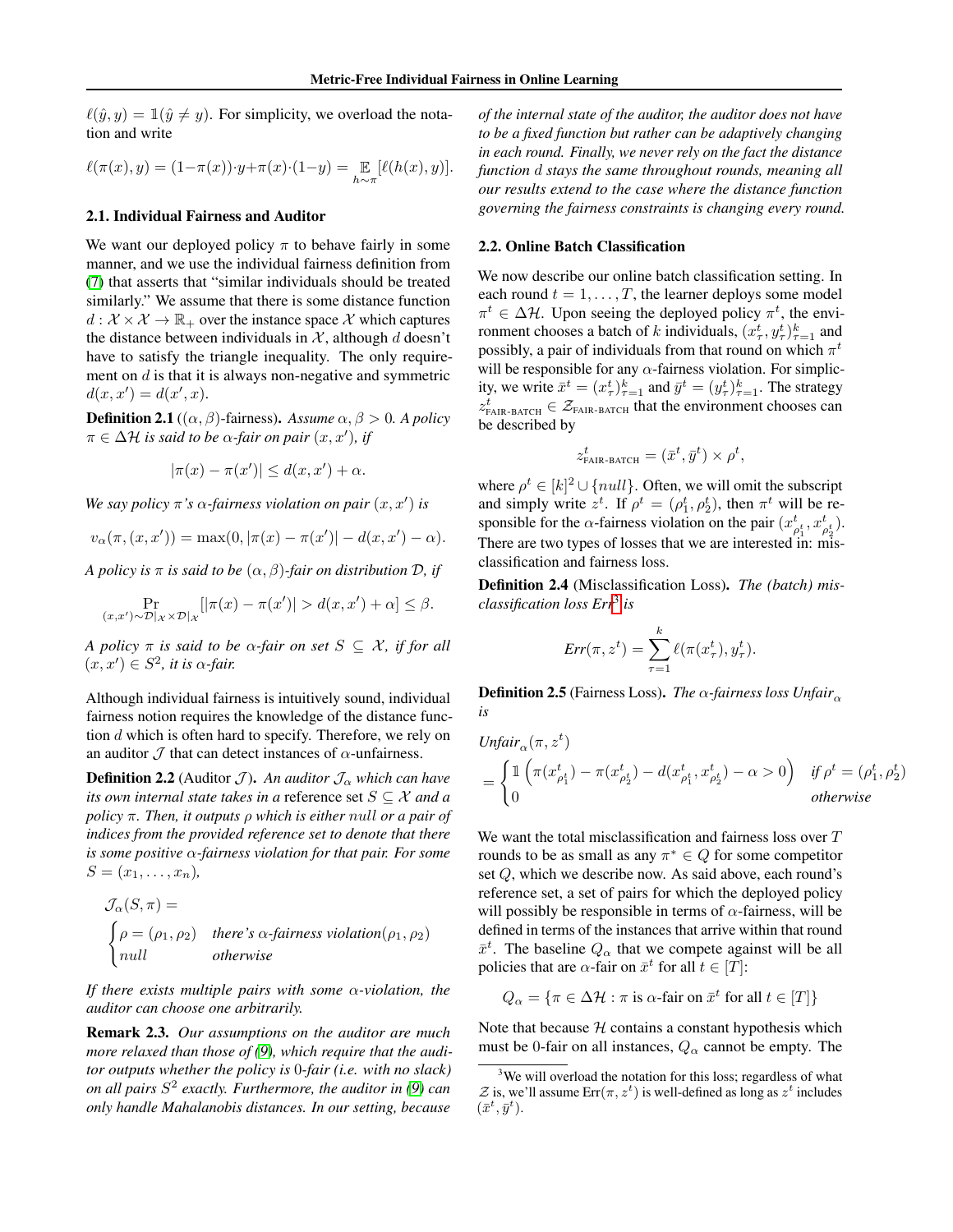$\ell(\hat{y}, y) = \mathbb{1}(\hat{y} \neq y)$. For simplicity, we overload the notation and write

$$\ell(\pi(x), y) = (1-\pi(x)) \cdot y + \pi(x) \cdot (1-y) = \mathop{\mathbb{E}}_{h \sim \pi}[\ell(h(x), y)].$$

### 2.1. Individual Fairness and Auditor

We want our deployed policy $\pi$ to behave fairly in some manner, and we use the individual fairness definition from (7) that asserts that "similar individuals should be treated similarly." We assume that there is some distance function $d : \mathcal{X} \times \mathcal{X} \to \mathbb{R}_+$ over the instance space $\mathcal{X}$ which captures the distance between individuals in $\mathcal{X}$, although $d$ doesn't have to satisfy the triangle inequality. The only requirement on $d$ is that it is always non-negative and symmetric $d(x, x') = d(x', x)$.

**Definition 2.1** ($(\alpha, \beta)$-fairness). *Assume $\alpha, \beta > 0$. A policy $\pi \in \Delta\mathcal{H}$ is said to be $\alpha$-fair on pair $(x, x')$, if*

$$|\pi(x) - \pi(x')| \leq d(x, x') + \alpha.$$

*We say policy $\pi$'s $\alpha$-fairness violation on pair $(x, x')$ is*

$$v_\alpha(\pi, (x, x')) = \max(0, |\pi(x) - \pi(x')| - d(x, x') - \alpha).$$

*A policy is $\pi$ is said to be $(\alpha, \beta)$-fair on distribution $\mathcal{D}$, if*

$$\Pr_{(x,x') \sim \mathcal{D}|_\mathcal{X} \times \mathcal{D}|_\mathcal{X}}[|\pi(x) - \pi(x')| > d(x, x') + \alpha] \leq \beta.$$

*A policy $\pi$ is said to be $\alpha$-fair on set $S \subseteq \mathcal{X}$, if for all $(x, x') \in S^2$, it is $\alpha$-fair.*

Although individual fairness is intuitively sound, individual fairness notion requires the knowledge of the distance function $d$ which is often hard to specify. Therefore, we rely on an auditor $\mathcal{J}$ that can detect instances of $\alpha$-unfairness.

**Definition 2.2** (Auditor $\mathcal{J}$). *An auditor $\mathcal{J}_\alpha$ which can have its own internal state takes in a* reference set *$S \subseteq \mathcal{X}$ and a policy $\pi$. Then, it outputs $\rho$ which is either $null$ or a pair of indices from the provided reference set to denote that there is some positive $\alpha$-fairness violation for that pair. For some $S = (x_1, \ldots, x_n)$,*

$$\mathcal{J}_\alpha(S, \pi) = \begin{cases} \rho = (\rho_1, \rho_2) & \textit{there's } \alpha\textit{-fairness violation}(\rho_1, \rho_2) \\ null & \textit{otherwise} \end{cases}$$

*If there exists multiple pairs with some $\alpha$-violation, the auditor can choose one arbitrarily.*

**Remark 2.3.** *Our assumptions on the auditor are much more relaxed than those of (9), which require that the auditor outputs whether the policy is 0-fair (i.e. with no slack) on all pairs $S^2$ exactly. Furthermore, the auditor in (9) can only handle Mahalanobis distances. In our setting, because of the internal state of the auditor, the auditor does not have to be a fixed function but rather can be adaptively changing in each round. Finally, we never rely on the fact the distance function $d$ stays the same throughout rounds, meaning all our results extend to the case where the distance function governing the fairness constraints is changing every round.*

### 2.2. Online Batch Classification

We now describe our online batch classification setting. In each round $t = 1, \ldots, T$, the learner deploys some model $\pi^t \in \Delta\mathcal{H}$. Upon seeing the deployed policy $\pi^t$, the environment chooses a batch of $k$ individuals, $(x^t_\tau, y^t_\tau)_{\tau=1}^k$ and possibly, a pair of individuals from that round on which $\pi^t$ will be responsible for any $\alpha$-fairness violation. For simplicity, we write $\bar{x}^t = (x^t_\tau)_{\tau=1}^k$ and $\bar{y}^t = (y^t_\tau)_{\tau=1}^k$. The strategy $z^t_{\text{FAIR-BATCH}} \in \mathcal{Z}_{\text{FAIR-BATCH}}$ that the environment chooses can be described by

$$z^t_{\text{FAIR-BATCH}} = (\bar{x}^t, \bar{y}^t) \times \rho^t,$$

where $\rho^t \in [k]^2 \cup \{null\}$. Often, we will omit the subscript and simply write $z^t$. If $\rho^t = (\rho^t_1, \rho^t_2)$, then $\pi^t$ will be responsible for the $\alpha$-fairness violation on the pair $(x^t_{\rho^t_1}, x^t_{\rho^t_2})$. There are two types of losses that we are interested in: misclassification and fairness loss.

**Definition 2.4** (Misclassification Loss). *The (batch) misclassification loss Err*[3] *is*

$$\textit{Err}(\pi, z^t) = \sum_{\tau=1}^{k} \ell(\pi(x^t_\tau), y^t_\tau).$$

**Definition 2.5** (Fairness Loss). *The $\alpha$-fairness loss $\textit{Unfair}_\alpha$ is*

$$\textit{Unfair}_\alpha(\pi, z^t) = \begin{cases} \mathbb{1}\left(\pi(x^t_{\rho^t_1}) - \pi(x^t_{\rho^t_2}) - d(x^t_{\rho^t_1}, x^t_{\rho^t_2}) - \alpha > 0\right) & \textit{if } \rho^t = (\rho^t_1, \rho^t_2) \\ 0 & \textit{otherwise} \end{cases}$$

We want the total misclassification and fairness loss over $T$ rounds to be as small as any $\pi^* \in Q$ for some competitor set $Q$, which we describe now. As said above, each round's reference set, a set of pairs for which the deployed policy will possibly be responsible for in terms of $\alpha$-fairness, will be defined in terms of the instances that arrive within that round $\bar{x}^t$. The baseline $Q_\alpha$ that we compete against will be all policies that are $\alpha$-fair on $\bar{x}^t$ for all $t \in [T]$:

$$Q_\alpha = \{\pi \in \Delta\mathcal{H} : \pi \text{ is } \alpha\text{-fair on } \bar{x}^t \text{ for all } t \in [T]\}$$

Note that because $\mathcal{H}$ contains a constant hypothesis which must be 0-fair on all instances, $Q_\alpha$ cannot be empty. The

[3] We will overload the notation for this loss; regardless of what $\mathcal{Z}$ is, we'll assume $\text{Err}(\pi, z^t)$ is well-defined as long as $z^t$ includes $(\bar{x}^t, \bar{y}^t)$.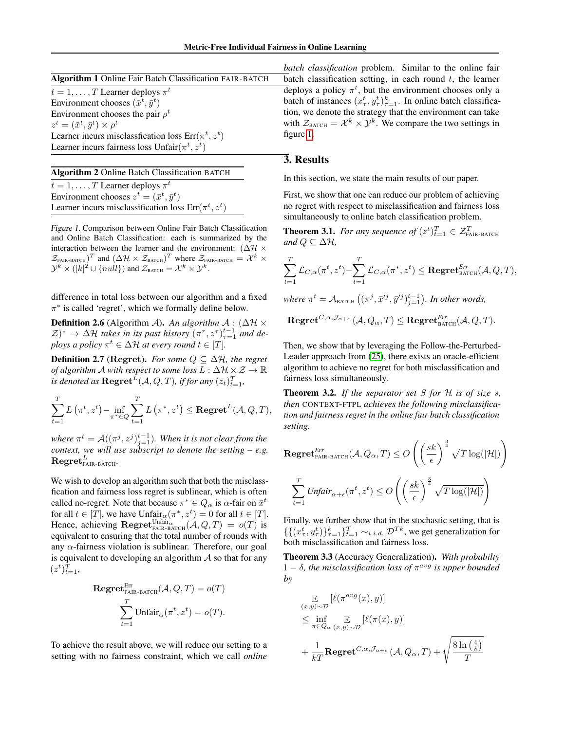**Algorithm 1** Online Fair Batch Classification FAIR-BATCH

$t = 1, \ldots, T$ Learner deploys $\pi^t$
Environment chooses $(\bar{x}^t, \bar{y}^t)$
Environment chooses the pair $\rho^t$
$z^t = (\bar{x}^t, \bar{y}^t) \times \rho^t$
Learner incurs misclassfication loss $\text{Err}(\pi^t, z^t)$
Learner incurs fairness loss $\text{Unfair}(\pi^t, z^t)$

**Algorithm 2** Online Batch Classification BATCH

$t = 1, \ldots, T$ Learner deploys $\pi^t$
Environment chooses $z^t = (\bar{x}^t, \bar{y}^t)$
Learner incurs misclassification loss $\text{Err}(\pi^t, z^t)$

*Figure 1.* Comparison between Online Fair Batch Classification and Online Batch Classification: each is summarized by the interaction between the learner and the environment: $(\Delta\mathcal{H} \times \mathcal{Z}_{\text{FAIR-BATCH}})^T$ and $(\Delta\mathcal{H} \times \mathcal{Z}_{\text{BATCH}})^T$ where $\mathcal{Z}_{\text{FAIR-BATCH}} = \mathcal{X}^k \times \mathcal{Y}^k \times ([k]^2 \cup \{null\})$ and $\mathcal{Z}_{\text{BATCH}} = \mathcal{X}^k \times \mathcal{Y}^k$.

difference in total loss between our algorithm and a fixed $\pi^*$ is called 'regret', which we formally define below.

**Definition 2.6** (Algorithm $\mathcal{A}$). *An algorithm $\mathcal{A} : (\Delta\mathcal{H} \times \mathcal{Z})^* \to \Delta\mathcal{H}$ takes in its past history $(\pi^\tau, z^\tau)_{\tau=1}^{t-1}$ and deploys a policy $\pi^t \in \Delta\mathcal{H}$ at every round $t \in [T]$.*

**Definition 2.7 (Regret).** *For some $Q \subseteq \Delta\mathcal{H}$, the regret of algorithm $\mathcal{A}$ with respect to some loss $L : \Delta\mathcal{H} \times \mathcal{Z} \to \mathbb{R}$ is denoted as $\textbf{Regret}^L(\mathcal{A}, Q, T)$, if for any $(z_t)_{t=1}^T$,*

$$\sum_{t=1}^{T} L\left(\pi^t, z^t\right) - \inf_{\pi^* \in Q} \sum_{t=1}^{T} L\left(\pi^*, z^t\right) \leq \textbf{Regret}^L(\mathcal{A}, Q, T),$$

*where $\pi^t = \mathcal{A}((\pi^j, z^j)_{j=1}^{t-1})$. When it is not clear from the context, we will use subscript to denote the setting – e.g. $\textbf{Regret}^L_{\text{FAIR-BATCH}}$.*

We wish to develop an algorithm such that both the misclassification and fairness loss regret is sublinear, which is often called no-regret. Note that because $\pi^* \in Q_\alpha$ is $\alpha$-fair on $\bar{x}^t$ for all $t \in [T]$, we have $\text{Unfair}_\alpha(\pi^*, z^t) = 0$ for all $t \in [T]$. Hence, achieving $\textbf{Regret}^{\text{Unfair}_\alpha}_{\text{FAIR-BATCH}}(\mathcal{A}, Q, T) = o(T)$ is equivalent to ensuring that the total number of rounds with any $\alpha$-fairness violation is sublinear. Therefore, our goal is equivalent to developing an algorithm $\mathcal{A}$ so that for any $(z^t)_{t=1}^T$,

$$\textbf{Regret}^{\text{Err}}_{\text{FAIR-BATCH}}(\mathcal{A}, Q, T) = o(T)$$
$$\sum_{t=1}^{T} \text{Unfair}_\alpha(\pi^t, z^t) = o(T).$$

To achieve the result above, we will reduce our setting to a setting with no fairness constraint, which we call *online batch classification* problem. Similar to the online fair batch classification setting, in each round $t$, the learner deploys a policy $\pi^t$, but the environment chooses only a batch of instances $(x^t_\tau, y^t_\tau)_{\tau=1}^k$. In online batch classification, we denote the strategy that the environment can take with $\mathcal{Z}_{\text{BATCH}} = \mathcal{X}^k \times \mathcal{Y}^k$. We compare the two settings in figure 1.

## 3. Results

In this section, we state the main results of our paper.

First, we show that one can reduce our problem of achieving no regret with respect to misclassification and fairness loss simultaneously to online batch classification problem.

**Theorem 3.1.** *For any sequence of $(z^t)_{t=1}^T \in \mathcal{Z}^T_{\text{FAIR-BATCH}}$ and $Q \subseteq \Delta\mathcal{H}$,*

$$\sum_{t=1}^{T} \mathcal{L}_{C,\alpha}(\pi^t, z^t) - \sum_{t=1}^{T} \mathcal{L}_{C,\alpha}(\pi^*, z^t) \leq \textbf{Regret}^{Err}_{\text{BATCH}}(\mathcal{A}, Q, T),$$

*where $\pi^t = \mathcal{A}_{\text{BATCH}}\left((\pi^j, \bar{x}'^j, \bar{y}'^j)_{j=1}^{t-1}\right)$. In other words,*

$$\textbf{Regret}^{C,\alpha,\mathcal{J}_{\alpha+\epsilon}}(\mathcal{A}, Q_\alpha, T) \leq \textbf{Regret}^{Err}_{\text{BATCH}}(\mathcal{A}, Q, T).$$

Then, we show that by leveraging the Follow-the-Perturbed-Leader approach from (25), there exists an oracle-efficient algorithm to achieve no regret for both misclassification and fairness loss simultaneously.

**Theorem 3.2.** *If the separator set $S$ for $\mathcal{H}$ is of size $s$, then* CONTEXT-FTPL *achieves the following misclassification and fairness regret in the online fair batch classification setting.*

$$\textbf{Regret}^{Err}_{\text{FAIR-BATCH}}(\mathcal{A}, Q_\alpha, T) \leq O\left(\left(\frac{sk}{\epsilon}\right)^{\frac{3}{4}} \sqrt{T \log(|\mathcal{H}|)}\right)$$

$$\sum_{t=1}^{T} \textit{Unfair}_{\alpha+\epsilon}(\pi^t, z^t) \leq O\left(\left(\frac{sk}{\epsilon}\right)^{\frac{3}{4}} \sqrt{T \log(|\mathcal{H}|)}\right)$$

Finally, we further show that in the stochastic setting, that is $\{\{(x^t_\tau, y^t_\tau)\}_{\tau=1}^k\}_{t=1}^T \sim_{i.i.d.} \mathcal{D}^{Tk}$, we get generalization for both misclassification and fairness loss.

**Theorem 3.3** (Accuracy Generalization). *With probabilty $1 - \delta$, the misclassification loss of $\pi^{avg}$ is upper bounded by*

$$\begin{aligned}
&\mathop{\mathbb{E}}_{(x,y)\sim\mathcal{D}}[\ell(\pi^{avg}(x), y)] \\
&\leq \inf_{\pi \in Q_\alpha} \mathop{\mathbb{E}}_{(x,y)\sim\mathcal{D}}[\ell(\pi(x), y)] \\
&+ \frac{1}{kT}\textbf{Regret}^{C,\alpha,\mathcal{J}_{\alpha+\epsilon}}(\mathcal{A}, Q_\alpha, T) + \sqrt{\frac{8\ln\left(\frac{4}{\delta}\right)}{T}}
\end{aligned}$$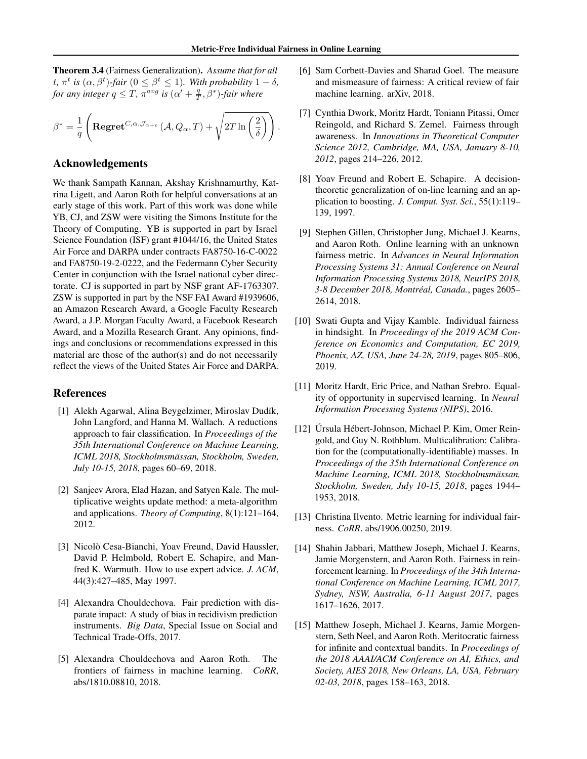**Theorem 3.4** (Fairness Generalization)**.** *Assume that for all $t$, $\pi^t$ is $(\alpha, \beta^t)$-fair $(0 \leq \beta^t \leq 1)$. With probability $1-\delta$, for any integer $q \leq T$, $\pi^{avg}$ is $(\alpha' + \frac{q}{T}, \beta^*)$-fair where*

$$\beta^* = \frac{1}{q}\left(\mathbf{Regret}^{C,\alpha,\mathcal{J}_{\alpha+\epsilon}}\left(\mathcal{A}, Q_\alpha, T\right) + \sqrt{2T\ln\left(\frac{2}{\delta}\right)}\right).$$

## Acknowledgements

We thank Sampath Kannan, Akshay Krishnamurthy, Katrina Ligett, and Aaron Roth for helpful conversations at an early stage of this work. Part of this work was done while YB, CJ, and ZSW were visiting the Simons Institute for the Theory of Computing. YB is supported in part by Israel Science Foundation (ISF) grant #1044/16, the United States Air Force and DARPA under contracts FA8750-16-C-0022 and FA8750-19-2-0222, and the Federmann Cyber Security Center in conjunction with the Israel national cyber directorate. CJ is supported in part by NSF grant AF-1763307. ZSW is supported in part by the NSF FAI Award #1939606, an Amazon Research Award, a Google Faculty Research Award, a J.P. Morgan Faculty Award, a Facebook Research Award, and a Mozilla Research Grant. Any opinions, findings and conclusions or recommendations expressed in this material are those of the author(s) and do not necessarily reflect the views of the United States Air Force and DARPA.

## References

[1] Alekh Agarwal, Alina Beygelzimer, Miroslav Dudík, John Langford, and Hanna M. Wallach. A reductions approach to fair classification. In *Proceedings of the 35th International Conference on Machine Learning, ICML 2018, Stockholmsmässan, Stockholm, Sweden, July 10-15, 2018*, pages 60–69, 2018.

[2] Sanjeev Arora, Elad Hazan, and Satyen Kale. The multiplicative weights update method: a meta-algorithm and applications. *Theory of Computing*, 8(1):121–164, 2012.

[3] Nicolò Cesa-Bianchi, Yoav Freund, David Haussler, David P. Helmbold, Robert E. Schapire, and Manfred K. Warmuth. How to use expert advice. *J. ACM*, 44(3):427–485, May 1997.

[4] Alexandra Chouldechova. Fair prediction with disparate impact: A study of bias in recidivism prediction instruments. *Big Data*, Special Issue on Social and Technical Trade-Offs, 2017.

[5] Alexandra Chouldechova and Aaron Roth. The frontiers of fairness in machine learning. *CoRR*, abs/1810.08810, 2018.

[6] Sam Corbett-Davies and Sharad Goel. The measure and mismeasure of fairness: A critical review of fair machine learning. arXiv, 2018.

[7] Cynthia Dwork, Moritz Hardt, Toniann Pitassi, Omer Reingold, and Richard S. Zemel. Fairness through awareness. In *Innovations in Theoretical Computer Science 2012, Cambridge, MA, USA, January 8-10, 2012*, pages 214–226, 2012.

[8] Yoav Freund and Robert E. Schapire. A decision-theoretic generalization of on-line learning and an application to boosting. *J. Comput. Syst. Sci.*, 55(1):119–139, 1997.

[9] Stephen Gillen, Christopher Jung, Michael J. Kearns, and Aaron Roth. Online learning with an unknown fairness metric. In *Advances in Neural Information Processing Systems 31: Annual Conference on Neural Information Processing Systems 2018, NeurIPS 2018, 3-8 December 2018, Montréal, Canada.*, pages 2605–2614, 2018.

[10] Swati Gupta and Vijay Kamble. Individual fairness in hindsight. In *Proceedings of the 2019 ACM Conference on Economics and Computation, EC 2019, Phoenix, AZ, USA, June 24-28, 2019*, pages 805–806, 2019.

[11] Moritz Hardt, Eric Price, and Nathan Srebro. Equality of opportunity in supervised learning. In *Neural Information Processing Systems (NIPS)*, 2016.

[12] Úrsula Hébert-Johnson, Michael P. Kim, Omer Reingold, and Guy N. Rothblum. Multicalibration: Calibration for the (computationally-identifiable) masses. In *Proceedings of the 35th International Conference on Machine Learning, ICML 2018, Stockholmsmässan, Stockholm, Sweden, July 10-15, 2018*, pages 1944–1953, 2018.

[13] Christina Ilvento. Metric learning for individual fairness. *CoRR*, abs/1906.00250, 2019.

[14] Shahin Jabbari, Matthew Joseph, Michael J. Kearns, Jamie Morgenstern, and Aaron Roth. Fairness in reinforcement learning. In *Proceedings of the 34th International Conference on Machine Learning, ICML 2017, Sydney, NSW, Australia, 6-11 August 2017*, pages 1617–1626, 2017.

[15] Matthew Joseph, Michael J. Kearns, Jamie Morgenstern, Seth Neel, and Aaron Roth. Meritocratic fairness for infinite and contextual bandits. In *Proceedings of the 2018 AAAI/ACM Conference on AI, Ethics, and Society, AIES 2018, New Orleans, LA, USA, February 02-03, 2018*, pages 158–163, 2018.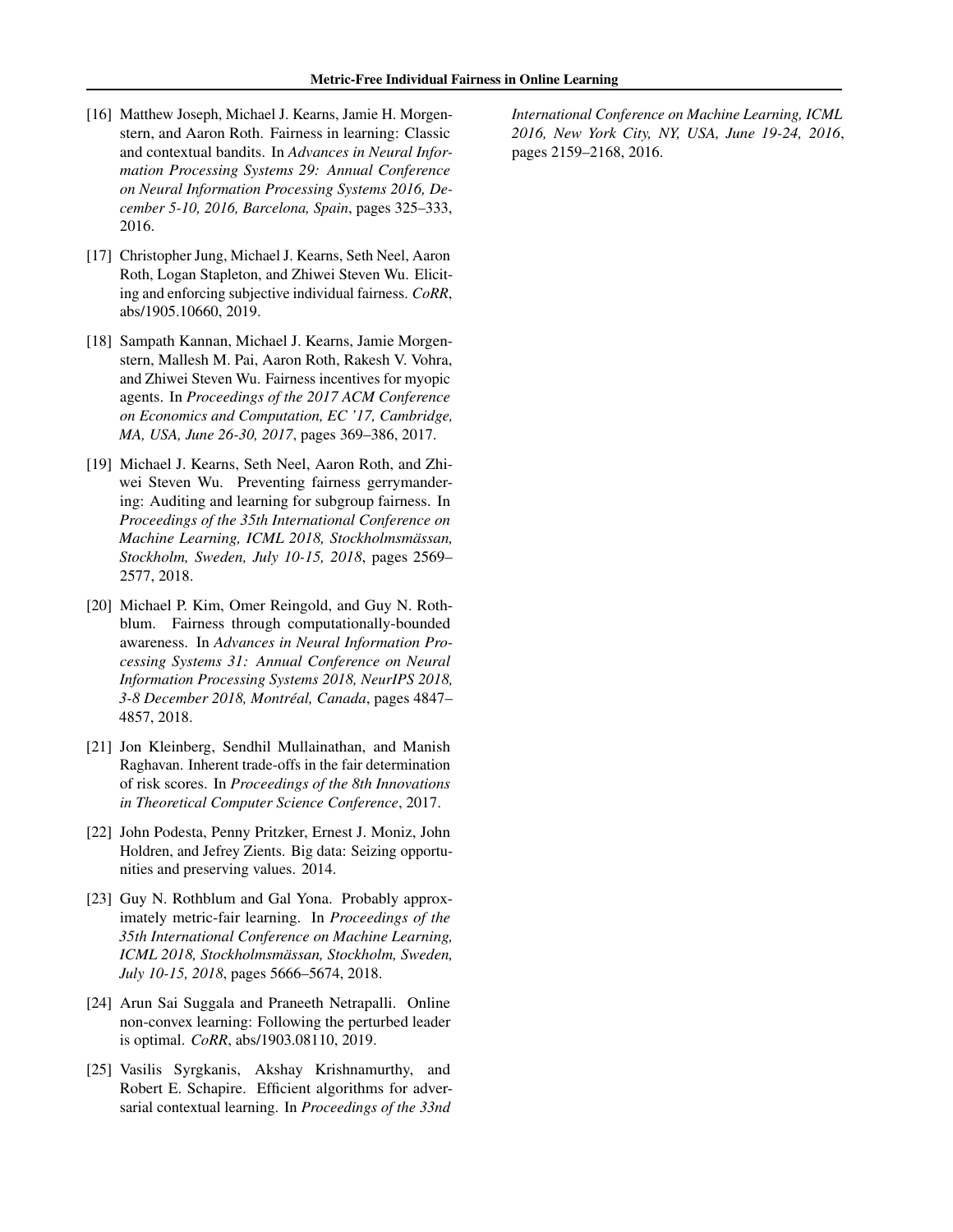[16] Matthew Joseph, Michael J. Kearns, Jamie H. Morgenstern, and Aaron Roth. Fairness in learning: Classic and contextual bandits. In *Advances in Neural Information Processing Systems 29: Annual Conference on Neural Information Processing Systems 2016, December 5-10, 2016, Barcelona, Spain*, pages 325–333, 2016.

[17] Christopher Jung, Michael J. Kearns, Seth Neel, Aaron Roth, Logan Stapleton, and Zhiwei Steven Wu. Eliciting and enforcing subjective individual fairness. *CoRR*, abs/1905.10660, 2019.

[18] Sampath Kannan, Michael J. Kearns, Jamie Morgenstern, Mallesh M. Pai, Aaron Roth, Rakesh V. Vohra, and Zhiwei Steven Wu. Fairness incentives for myopic agents. In *Proceedings of the 2017 ACM Conference on Economics and Computation, EC '17, Cambridge, MA, USA, June 26-30, 2017*, pages 369–386, 2017.

[19] Michael J. Kearns, Seth Neel, Aaron Roth, and Zhiwei Steven Wu. Preventing fairness gerrymandering: Auditing and learning for subgroup fairness. In *Proceedings of the 35th International Conference on Machine Learning, ICML 2018, Stockholmsmässan, Stockholm, Sweden, July 10-15, 2018*, pages 2569–2577, 2018.

[20] Michael P. Kim, Omer Reingold, and Guy N. Rothblum. Fairness through computationally-bounded awareness. In *Advances in Neural Information Processing Systems 31: Annual Conference on Neural Information Processing Systems 2018, NeurIPS 2018, 3-8 December 2018, Montréal, Canada*, pages 4847–4857, 2018.

[21] Jon Kleinberg, Sendhil Mullainathan, and Manish Raghavan. Inherent trade-offs in the fair determination of risk scores. In *Proceedings of the 8th Innovations in Theoretical Computer Science Conference*, 2017.

[22] John Podesta, Penny Pritzker, Ernest J. Moniz, John Holdren, and Jefrey Zients. Big data: Seizing opportunities and preserving values. 2014.

[23] Guy N. Rothblum and Gal Yona. Probably approximately metric-fair learning. In *Proceedings of the 35th International Conference on Machine Learning, ICML 2018, Stockholmsmässan, Stockholm, Sweden, July 10-15, 2018*, pages 5666–5674, 2018.

[24] Arun Sai Suggala and Praneeth Netrapalli. Online non-convex learning: Following the perturbed leader is optimal. *CoRR*, abs/1903.08110, 2019.

[25] Vasilis Syrgkanis, Akshay Krishnamurthy, and Robert E. Schapire. Efficient algorithms for adversarial contextual learning. In *Proceedings of the 33nd International Conference on Machine Learning, ICML 2016, New York City, NY, USA, June 19-24, 2016*, pages 2159–2168, 2016.